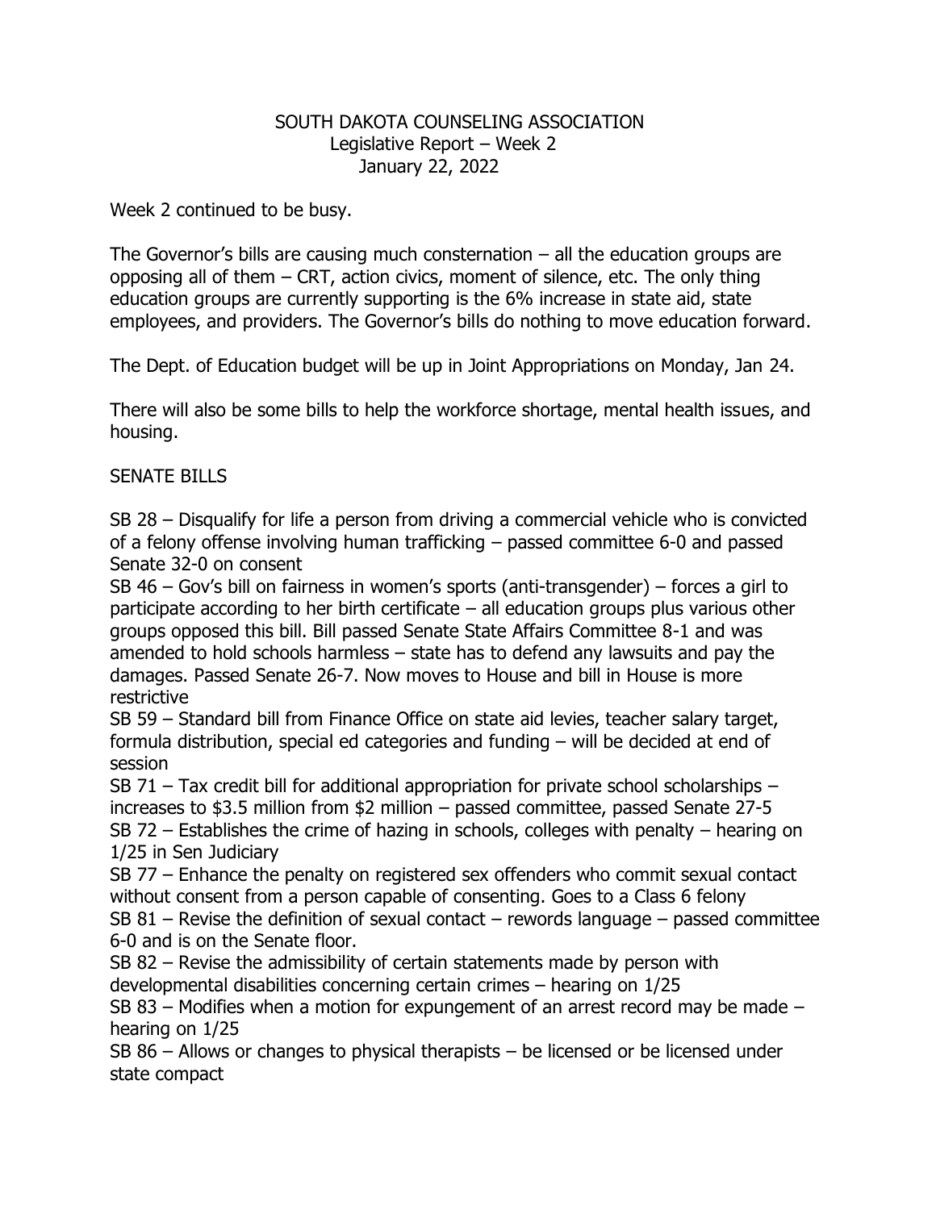# SOUTH DAKOTA COUNSELING ASSOCIATION

Legislative Report – Week 2

January 22, 2022

Week 2 continued to be busy.

The Governor's bills are causing much consternation – all the education groups are opposing all of them – CRT, action civics, moment of silence, etc. The only thing education groups are currently supporting is the 6% increase in state aid, state employees, and providers. The Governor's bills do nothing to move education forward.

The Dept. of Education budget will be up in Joint Appropriations on Monday, Jan 24.

There will also be some bills to help the workforce shortage, mental health issues, and housing.

## SENATE BILLS

SB 28 – Disqualify for life a person from driving a commercial vehicle who is convicted of a felony offense involving human trafficking – passed committee 6-0 and passed Senate 32-0 on consent

SB 46 – Gov's bill on fairness in women's sports (anti-transgender) – forces a girl to participate according to her birth certificate – all education groups plus various other groups opposed this bill. Bill passed Senate State Affairs Committee 8-1 and was amended to hold schools harmless – state has to defend any lawsuits and pay the damages. Passed Senate 26-7. Now moves to House and bill in House is more restrictive

SB 59 – Standard bill from Finance Office on state aid levies, teacher salary target, formula distribution, special ed categories and funding – will be decided at end of session

SB 71 – Tax credit bill for additional appropriation for private school scholarships – increases to $3.5 million from $2 million – passed committee, passed Senate 27-5

SB 72 – Establishes the crime of hazing in schools, colleges with penalty – hearing on 1/25 in Sen Judiciary

SB 77 – Enhance the penalty on registered sex offenders who commit sexual contact without consent from a person capable of consenting. Goes to a Class 6 felony

SB 81 – Revise the definition of sexual contact – rewords language – passed committee 6-0 and is on the Senate floor.

SB 82 – Revise the admissibility of certain statements made by person with developmental disabilities concerning certain crimes – hearing on 1/25

SB 83 – Modifies when a motion for expungement of an arrest record may be made – hearing on 1/25

SB 86 – Allows or changes to physical therapists – be licensed or be licensed under state compact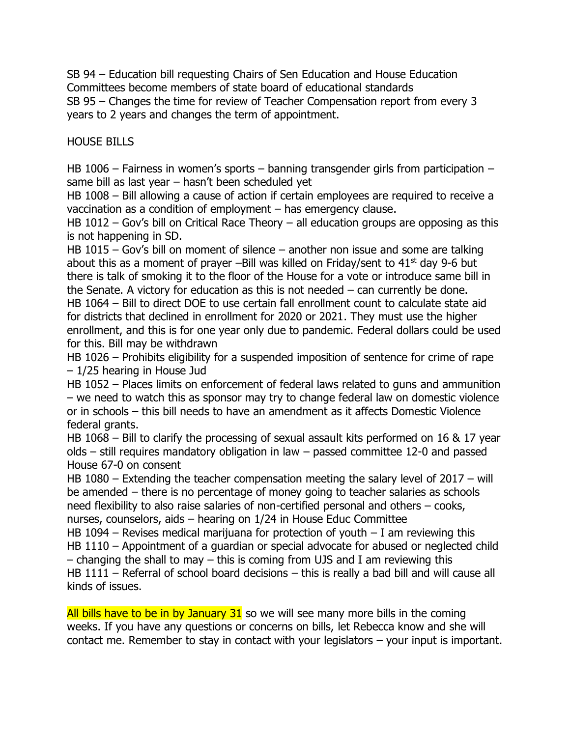SB 94 – Education bill requesting Chairs of Sen Education and House Education Committees become members of state board of educational standards
SB 95 – Changes the time for review of Teacher Compensation report from every 3 years to 2 years and changes the term of appointment.

HOUSE BILLS

HB 1006 – Fairness in women's sports – banning transgender girls from participation – same bill as last year – hasn't been scheduled yet
HB 1008 – Bill allowing a cause of action if certain employees are required to receive a vaccination as a condition of employment – has emergency clause.
HB 1012 – Gov's bill on Critical Race Theory – all education groups are opposing as this is not happening in SD.
HB 1015 – Gov's bill on moment of silence – another non issue and some are talking about this as a moment of prayer –Bill was killed on Friday/sent to 41st day 9-6 but there is talk of smoking it to the floor of the House for a vote or introduce same bill in the Senate. A victory for education as this is not needed – can currently be done.
HB 1064 – Bill to direct DOE to use certain fall enrollment count to calculate state aid for districts that declined in enrollment for 2020 or 2021. They must use the higher enrollment, and this is for one year only due to pandemic. Federal dollars could be used for this. Bill may be withdrawn
HB 1026 – Prohibits eligibility for a suspended imposition of sentence for crime of rape – 1/25 hearing in House Jud
HB 1052 – Places limits on enforcement of federal laws related to guns and ammunition – we need to watch this as sponsor may try to change federal law on domestic violence or in schools – this bill needs to have an amendment as it affects Domestic Violence federal grants.
HB 1068 – Bill to clarify the processing of sexual assault kits performed on 16 & 17 year olds – still requires mandatory obligation in law – passed committee 12-0 and passed House 67-0 on consent
HB 1080 – Extending the teacher compensation meeting the salary level of 2017 – will be amended – there is no percentage of money going to teacher salaries as schools need flexibility to also raise salaries of non-certified personal and others – cooks, nurses, counselors, aids – hearing on 1/24 in House Educ Committee
HB 1094 – Revises medical marijuana for protection of youth – I am reviewing this
HB 1110 – Appointment of a guardian or special advocate for abused or neglected child – changing the shall to may – this is coming from UJS and I am reviewing this
HB 1111 – Referral of school board decisions – this is really a bad bill and will cause all kinds of issues.

All bills have to be in by January 31 so we will see many more bills in the coming weeks. If you have any questions or concerns on bills, let Rebecca know and she will contact me. Remember to stay in contact with your legislators – your input is important.